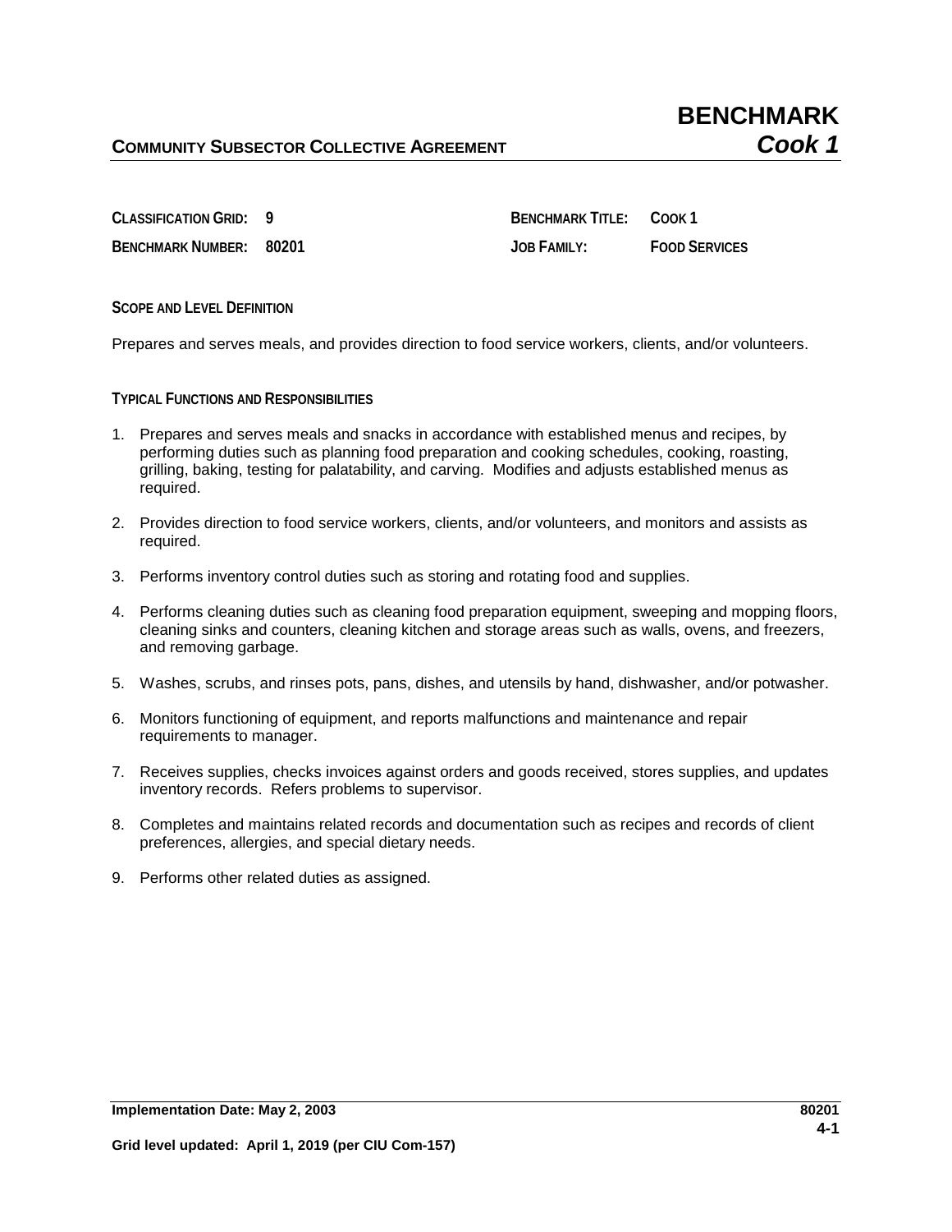**COMMUNITY SUBSECTOR COLLECTIVE AGREEMENT**

# BENCHMARK
## *Cook 1*

| | | | |
|---|---|---|---|
| **CLASSIFICATION GRID:** | **9** | **BENCHMARK TITLE:** | **COOK 1** |
| **BENCHMARK NUMBER:** | **80201** | **JOB FAMILY:** | **FOOD SERVICES** |

**SCOPE AND LEVEL DEFINITION**

Prepares and serves meals, and provides direction to food service workers, clients, and/or volunteers.

**TYPICAL FUNCTIONS AND RESPONSIBILITIES**

1. Prepares and serves meals and snacks in accordance with established menus and recipes, by performing duties such as planning food preparation and cooking schedules, cooking, roasting, grilling, baking, testing for palatability, and carving. Modifies and adjusts established menus as required.
2. Provides direction to food service workers, clients, and/or volunteers, and monitors and assists as required.
3. Performs inventory control duties such as storing and rotating food and supplies.
4. Performs cleaning duties such as cleaning food preparation equipment, sweeping and mopping floors, cleaning sinks and counters, cleaning kitchen and storage areas such as walls, ovens, and freezers, and removing garbage.
5. Washes, scrubs, and rinses pots, pans, dishes, and utensils by hand, dishwasher, and/or potwasher.
6. Monitors functioning of equipment, and reports malfunctions and maintenance and repair requirements to manager.
7. Receives supplies, checks invoices against orders and goods received, stores supplies, and updates inventory records. Refers problems to supervisor.
8. Completes and maintains related records and documentation such as recipes and records of client preferences, allergies, and special dietary needs.
9. Performs other related duties as assigned.

**Implementation Date: May 2, 2003** **80201**

**Grid level updated: April 1, 2019 (per CIU Com-157)**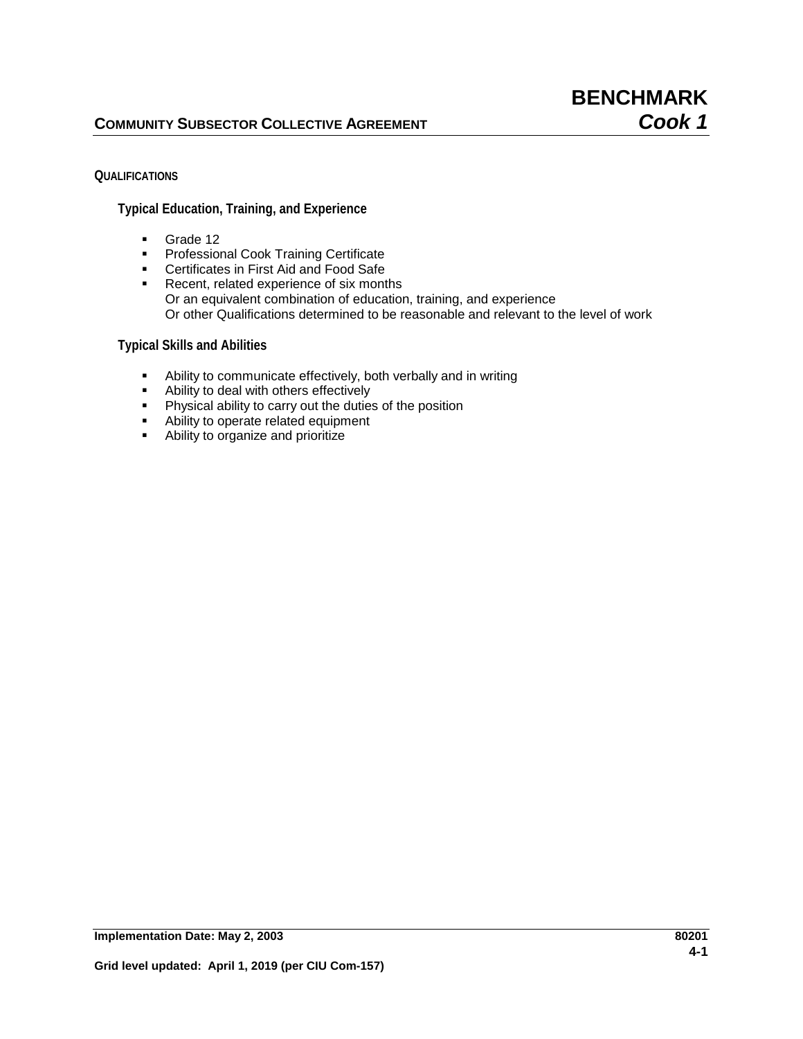## QUALIFICATIONS

### Typical Education, Training, and Experience

- Grade 12
- Professional Cook Training Certificate
- Certificates in First Aid and Food Safe
- Recent, related experience of six months
  Or an equivalent combination of education, training, and experience
  Or other Qualifications determined to be reasonable and relevant to the level of work

### Typical Skills and Abilities

- Ability to communicate effectively, both verbally and in writing
- Ability to deal with others effectively
- Physical ability to carry out the duties of the position
- Ability to operate related equipment
- Ability to organize and prioritize